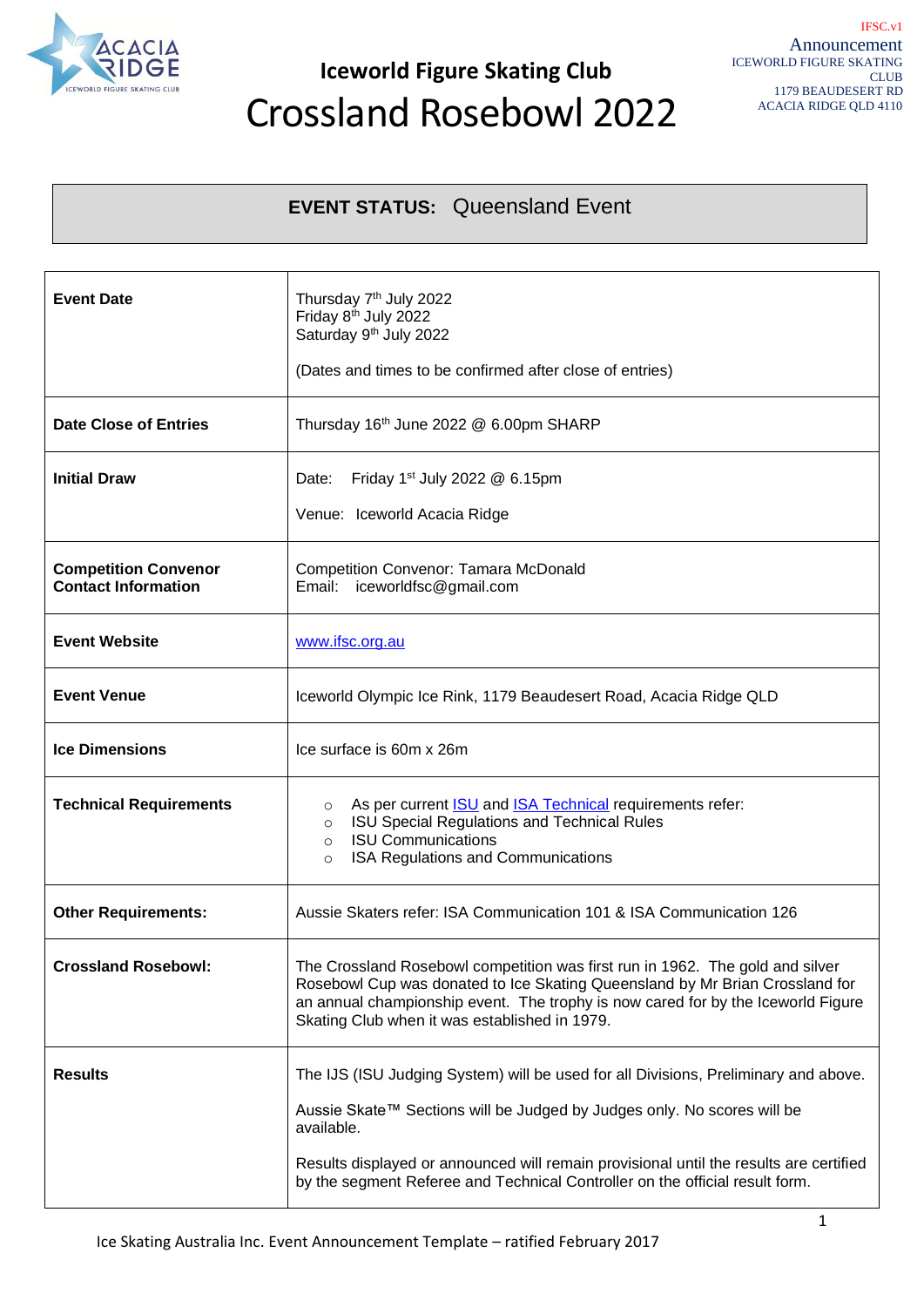IFSC.v1
Announcement
ICEWORLD FIGURE SKATING CLUB
1179 BEAUDESERT RD
ACACIA RIDGE QLD 4110

## Iceworld Figure Skating Club

# Crossland Rosebowl 2022

**EVENT STATUS:** Queensland Event

| | |
|---|---|
| **Event Date** | Thursday 7th July 2022<br>Friday 8th July 2022<br>Saturday 9th July 2022<br><br>(Dates and times to be confirmed after close of entries) |
| **Date Close of Entries** | Thursday 16th June 2022 @ 6.00pm SHARP |
| **Initial Draw** | Date: Friday 1st July 2022 @ 6.15pm<br><br>Venue: Iceworld Acacia Ridge |
| **Competition Convenor Contact Information** | Competition Convenor: Tamara McDonald<br>Email: iceworldfsc@gmail.com |
| **Event Website** | www.ifsc.org.au |
| **Event Venue** | Iceworld Olympic Ice Rink, 1179 Beaudesert Road, Acacia Ridge QLD |
| **Ice Dimensions** | Ice surface is 60m x 26m |
| **Technical Requirements** | ○ As per current ISU and ISA Technical requirements refer:<br>○ ISU Special Regulations and Technical Rules<br>○ ISU Communications<br>○ ISA Regulations and Communications |
| **Other Requirements:** | Aussie Skaters refer: ISA Communication 101 & ISA Communication 126 |
| **Crossland Rosebowl:** | The Crossland Rosebowl competition was first run in 1962. The gold and silver Rosebowl Cup was donated to Ice Skating Queensland by Mr Brian Crossland for an annual championship event. The trophy is now cared for by the Iceworld Figure Skating Club when it was established in 1979. |
| **Results** | The IJS (ISU Judging System) will be used for all Divisions, Preliminary and above.<br><br>Aussie Skate™ Sections will be Judged by Judges only. No scores will be available.<br><br>Results displayed or announced will remain provisional until the results are certified by the segment Referee and Technical Controller on the official result form. |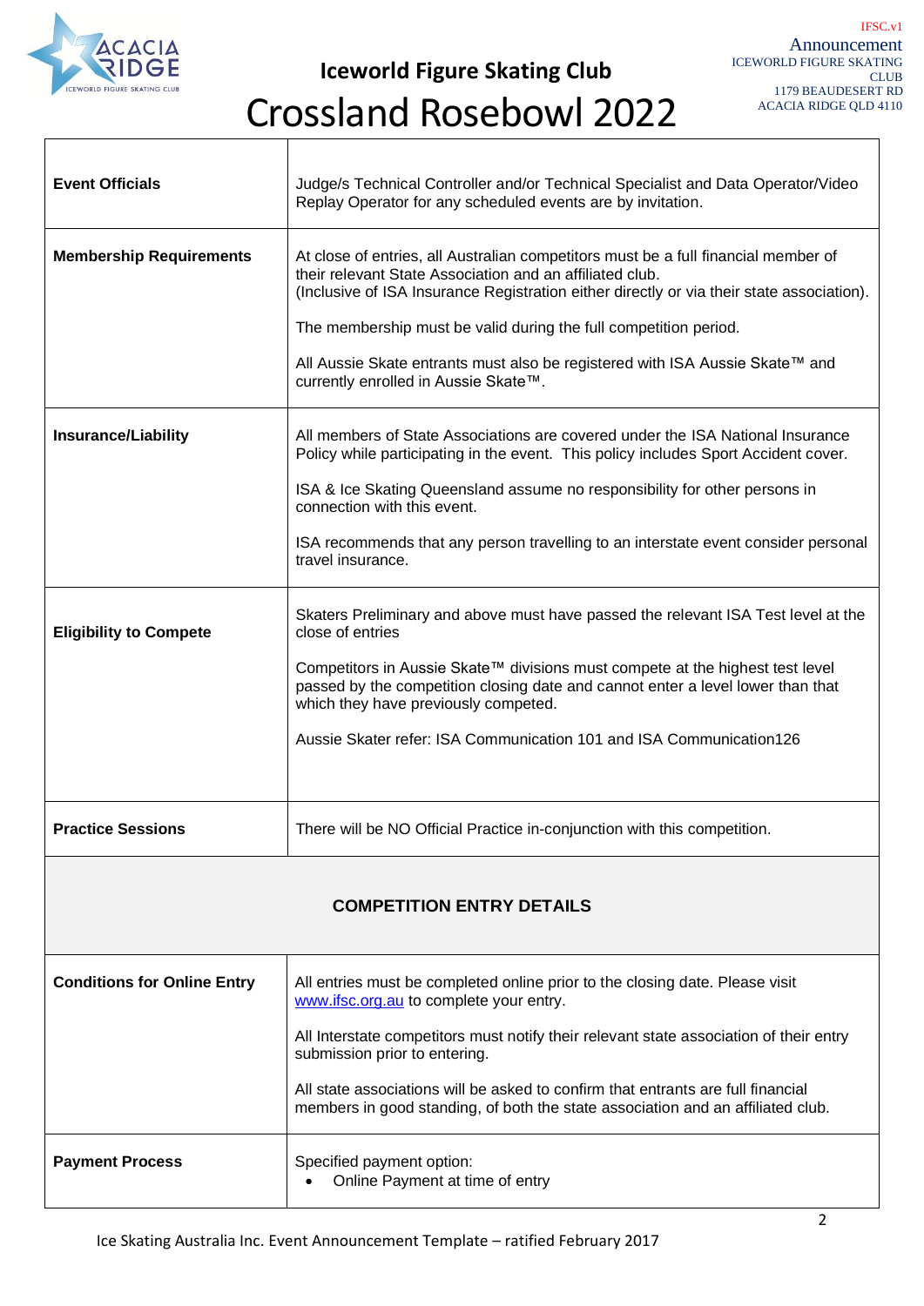| | |
|---|---|
| **Event Officials** | Judge/s Technical Controller and/or Technical Specialist and Data Operator/Video Replay Operator for any scheduled events are by invitation. |
| **Membership Requirements** | At close of entries, all Australian competitors must be a full financial member of their relevant State Association and an affiliated club. (Inclusive of ISA Insurance Registration either directly or via their state association).<br><br>The membership must be valid during the full competition period.<br><br>All Aussie Skate entrants must also be registered with ISA Aussie Skate™ and currently enrolled in Aussie Skate™. |
| **Insurance/Liability** | All members of State Associations are covered under the ISA National Insurance Policy while participating in the event. This policy includes Sport Accident cover.<br><br>ISA & Ice Skating Queensland assume no responsibility for other persons in connection with this event.<br><br>ISA recommends that any person travelling to an interstate event consider personal travel insurance. |
| **Eligibility to Compete** | Skaters Preliminary and above must have passed the relevant ISA Test level at the close of entries<br><br>Competitors in Aussie Skate™ divisions must compete at the highest test level passed by the competition closing date and cannot enter a level lower than that which they have previously competed.<br><br>Aussie Skater refer: ISA Communication 101 and ISA Communication126 |
| **Practice Sessions** | There will be NO Official Practice in-conjunction with this competition. |
| **COMPETITION ENTRY DETAILS** | |
| **Conditions for Online Entry** | All entries must be completed online prior to the closing date. Please visit [www.ifsc.org.au](www.ifsc.org.au) to complete your entry.<br><br>All Interstate competitors must notify their relevant state association of their entry submission prior to entering.<br><br>All state associations will be asked to confirm that entrants are full financial members in good standing, of both the state association and an affiliated club. |
| **Payment Process** | Specified payment option:<br>• Online Payment at time of entry |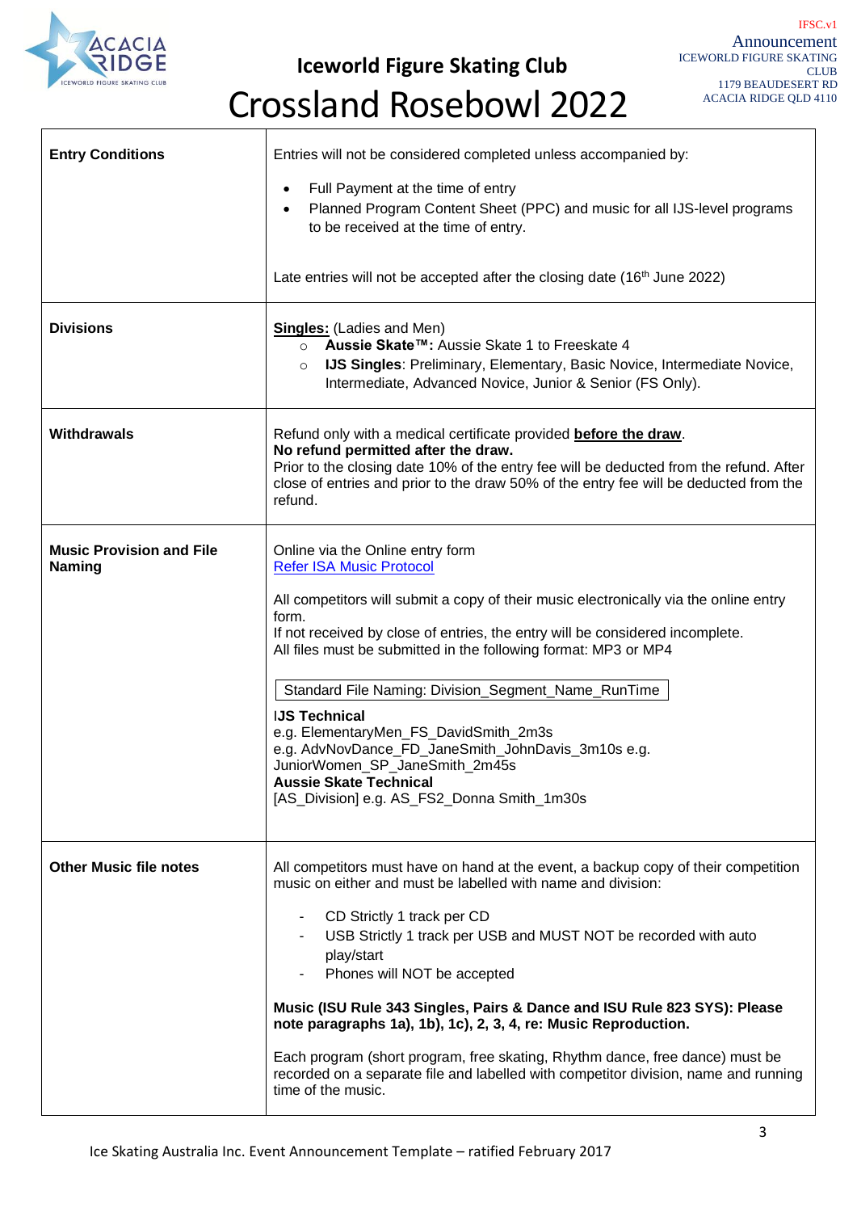# Iceworld Figure Skating Club

# Crossland Rosebowl 2022

| | |
|---|---|
| **Entry Conditions** | Entries will not be considered completed unless accompanied by:<br>• Full Payment at the time of entry<br>• Planned Program Content Sheet (PPC) and music for all IJS-level programs to be received at the time of entry.<br><br>Late entries will not be accepted after the closing date (16th June 2022) |
| **Divisions** | **Singles:** (Ladies and Men)<br>○ **Aussie Skate™:** Aussie Skate 1 to Freeskate 4<br>○ **IJS Singles**: Preliminary, Elementary, Basic Novice, Intermediate Novice, Intermediate, Advanced Novice, Junior & Senior (FS Only). |
| **Withdrawals** | Refund only with a medical certificate provided **before the draw**.<br>**No refund permitted after the draw.**<br>Prior to the closing date 10% of the entry fee will be deducted from the refund. After close of entries and prior to the draw 50% of the entry fee will be deducted from the refund. |
| **Music Provision and File Naming** | Online via the Online entry form<br>Refer ISA Music Protocol<br><br>All competitors will submit a copy of their music electronically via the online entry form.<br>If not received by close of entries, the entry will be considered incomplete.<br>All files must be submitted in the following format: MP3 or MP4<br><br>Standard File Naming: Division_Segment_Name_RunTime<br><br>**IJS Technical**<br>e.g. ElementaryMen_FS_DavidSmith_2m3s<br>e.g. AdvNovDance_FD_JaneSmith_JohnDavis_3m10s e.g. JuniorWomen_SP_JaneSmith_2m45s<br>**Aussie Skate Technical**<br>[AS_Division] e.g. AS_FS2_Donna Smith_1m30s |
| **Other Music file notes** | All competitors must have on hand at the event, a backup copy of their competition music on either and must be labelled with name and division:<br>- CD Strictly 1 track per CD<br>- USB Strictly 1 track per USB and MUST NOT be recorded with auto play/start<br>- Phones will NOT be accepted<br><br>**Music (ISU Rule 343 Singles, Pairs & Dance and ISU Rule 823 SYS): Please note paragraphs 1a), 1b), 1c), 2, 3, 4, re: Music Reproduction.**<br><br>Each program (short program, free skating, Rhythm dance, free dance) must be recorded on a separate file and labelled with competitor division, name and running time of the music. |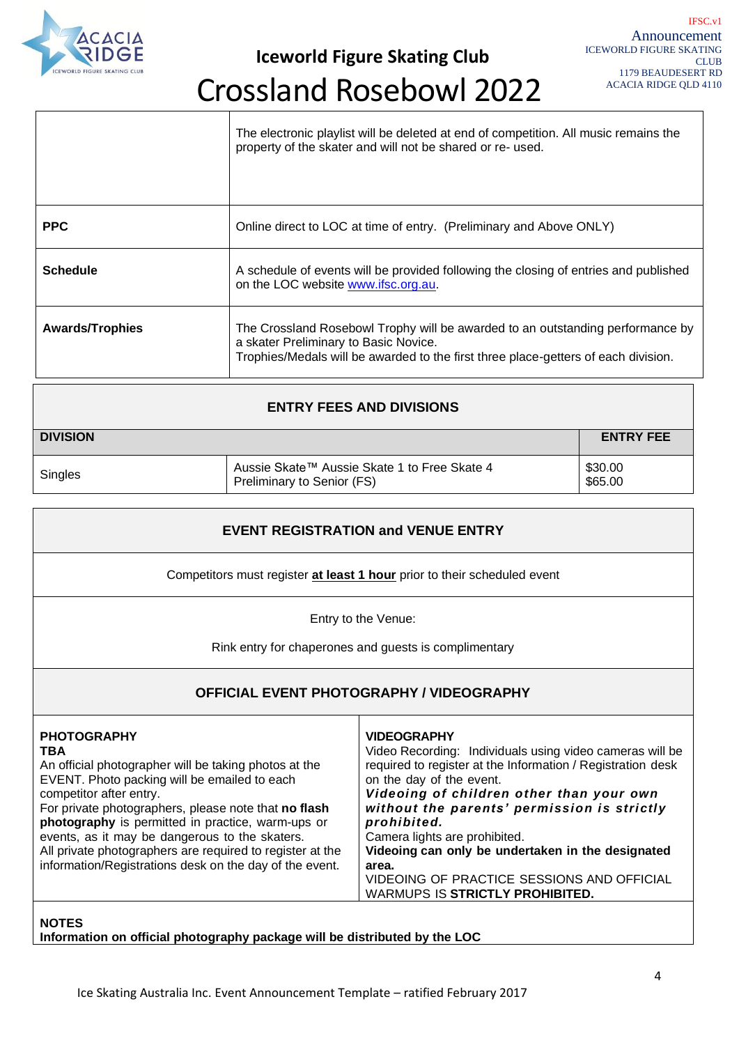| | |
|---|---|
| | The electronic playlist will be deleted at end of competition. All music remains the property of the skater and will not be shared or re- used. |
| **PPC** | Online direct to LOC at time of entry. (Preliminary and Above ONLY) |
| **Schedule** | A schedule of events will be provided following the closing of entries and published on the LOC website www.ifsc.org.au. |
| **Awards/Trophies** | The Crossland Rosebowl Trophy will be awarded to an outstanding performance by a skater Preliminary to Basic Novice.<br>Trophies/Medals will be awarded to the first three place-getters of each division. |

## ENTRY FEES AND DIVISIONS

| DIVISION | | ENTRY FEE |
|---|---|---|
| Singles | Aussie Skate™ Aussie Skate 1 to Free Skate 4<br>Preliminary to Senior (FS) | $30.00<br>$65.00 |

## EVENT REGISTRATION and VENUE ENTRY

Competitors must register **at least 1 hour** prior to their scheduled event

Entry to the Venue:

Rink entry for chaperones and guests is complimentary

## OFFICIAL EVENT PHOTOGRAPHY / VIDEOGRAPHY

**PHOTOGRAPHY**
**TBA**
An official photographer will be taking photos at the EVENT. Photo packing will be emailed to each competitor after entry.
For private photographers, please note that **no flash photography** is permitted in practice, warm-ups or events, as it may be dangerous to the skaters.
All private photographers are required to register at the information/Registrations desk on the day of the event.

**VIDEOGRAPHY**
Video Recording: Individuals using video cameras will be required to register at the Information / Registration desk on the day of the event.
***Videoing of children other than your own without the parents' permission is strictly prohibited.***
Camera lights are prohibited.
**Videoing can only be undertaken in the designated area.**
VIDEOING OF PRACTICE SESSIONS AND OFFICIAL WARMUPS IS **STRICTLY PROHIBITED.**

**NOTES**
**Information on official photography package will be distributed by the LOC**